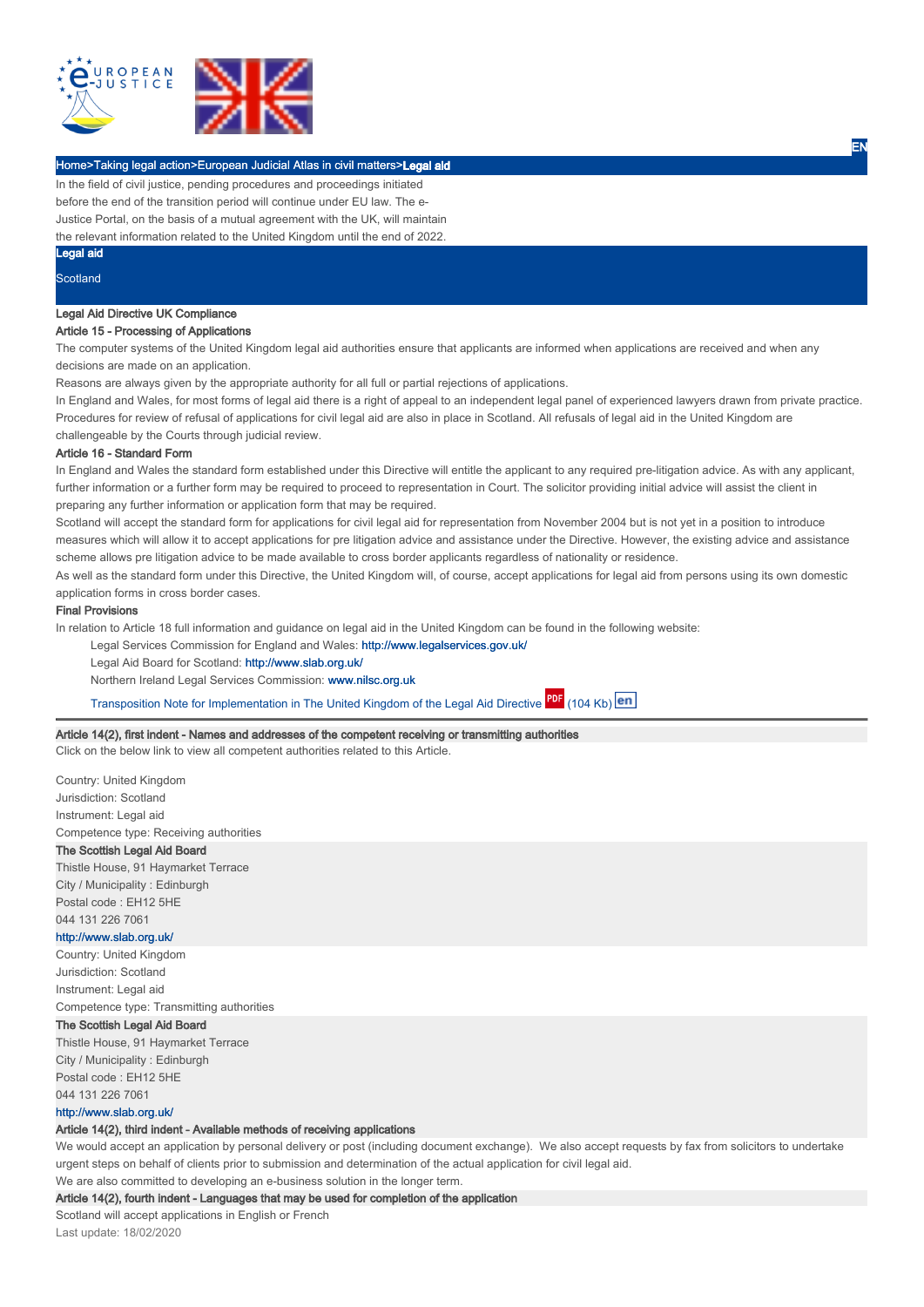Home>Taking legal action>European Judicial Atlas in civil matters>**Legal aid**

In the field of civil justice, pending procedures and proceedings initiated before the end of the transition period will continue under EU law. The e-Justice Portal, on the basis of a mutual agreement with the UK, will maintain the relevant information related to the United Kingdom until the end of 2022.

# Legal aid

Scotland

## Legal Aid Directive UK Compliance

### Article 15 - Processing of Applications

The computer systems of the United Kingdom legal aid authorities ensure that applicants are informed when applications are received and when any decisions are made on an application.

Reasons are always given by the appropriate authority for all full or partial rejections of applications.

In England and Wales, for most forms of legal aid there is a right of appeal to an independent legal panel of experienced lawyers drawn from private practice. Procedures for review of refusal of applications for civil legal aid are also in place in Scotland. All refusals of legal aid in the United Kingdom are challengeable by the Courts through judicial review.

### Article 16 - Standard Form

In England and Wales the standard form established under this Directive will entitle the applicant to any required pre-litigation advice. As with any applicant, further information or a further form may be required to proceed to representation in Court. The solicitor providing initial advice will assist the client in preparing any further information or application form that may be required.

Scotland will accept the standard form for applications for civil legal aid for representation from November 2004 but is not yet in a position to introduce measures which will allow it to accept applications for pre litigation advice and assistance under the Directive. However, the existing advice and assistance scheme allows pre litigation advice to be made available to cross border applicants regardless of nationality or residence.

As well as the standard form under this Directive, the United Kingdom will, of course, accept applications for legal aid from persons using its own domestic application forms in cross border cases.

### Final Provisions

In relation to Article 18 full information and guidance on legal aid in the United Kingdom can be found in the following website:

- Legal Services Commission for England and Wales: http://www.legalservices.gov.uk/
- Legal Aid Board for Scotland: http://www.slab.org.uk/
- Northern Ireland Legal Services Commission: www.nilsc.org.uk

Transposition Note for Implementation in The United Kingdom of the Legal Aid Directive (104 Kb) en

---

### Article 14(2), first indent - Names and addresses of the competent receiving or transmitting authorities

Click on the below link to view all competent authorities related to this Article.

Country: United Kingdom
Jurisdiction: Scotland
Instrument: Legal aid
Competence type: Receiving authorities

**The Scottish Legal Aid Board**
Thistle House, 91 Haymarket Terrace
City / Municipality : Edinburgh
Postal code : EH12 5HE
044 131 226 7061
http://www.slab.org.uk/

Country: United Kingdom
Jurisdiction: Scotland
Instrument: Legal aid
Competence type: Transmitting authorities

**The Scottish Legal Aid Board**
Thistle House, 91 Haymarket Terrace
City / Municipality : Edinburgh
Postal code : EH12 5HE
044 131 226 7061
http://www.slab.org.uk/

### Article 14(2), third indent - Available methods of receiving applications

We would accept an application by personal delivery or post (including document exchange). We also accept requests by fax from solicitors to undertake urgent steps on behalf of clients prior to submission and determination of the actual application for civil legal aid.

We are also committed to developing an e-business solution in the longer term.

### Article 14(2), fourth indent - Languages that may be used for completion of the application

Scotland will accept applications in English or French

Last update: 18/02/2020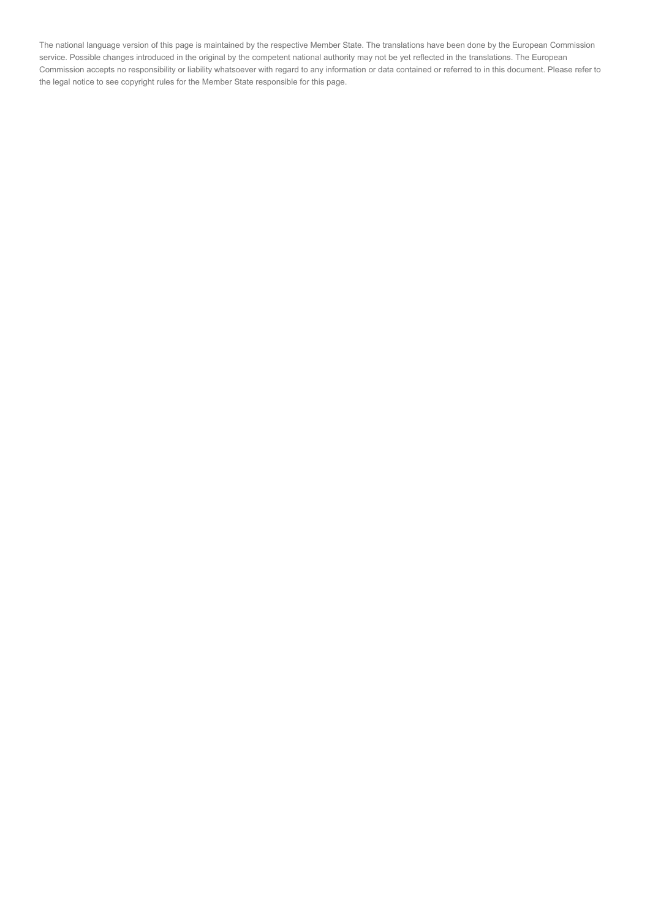The national language version of this page is maintained by the respective Member State. The translations have been done by the European Commission service. Possible changes introduced in the original by the competent national authority may not be yet reflected in the translations. The European Commission accepts no responsibility or liability whatsoever with regard to any information or data contained or referred to in this document. Please refer to the legal notice to see copyright rules for the Member State responsible for this page.